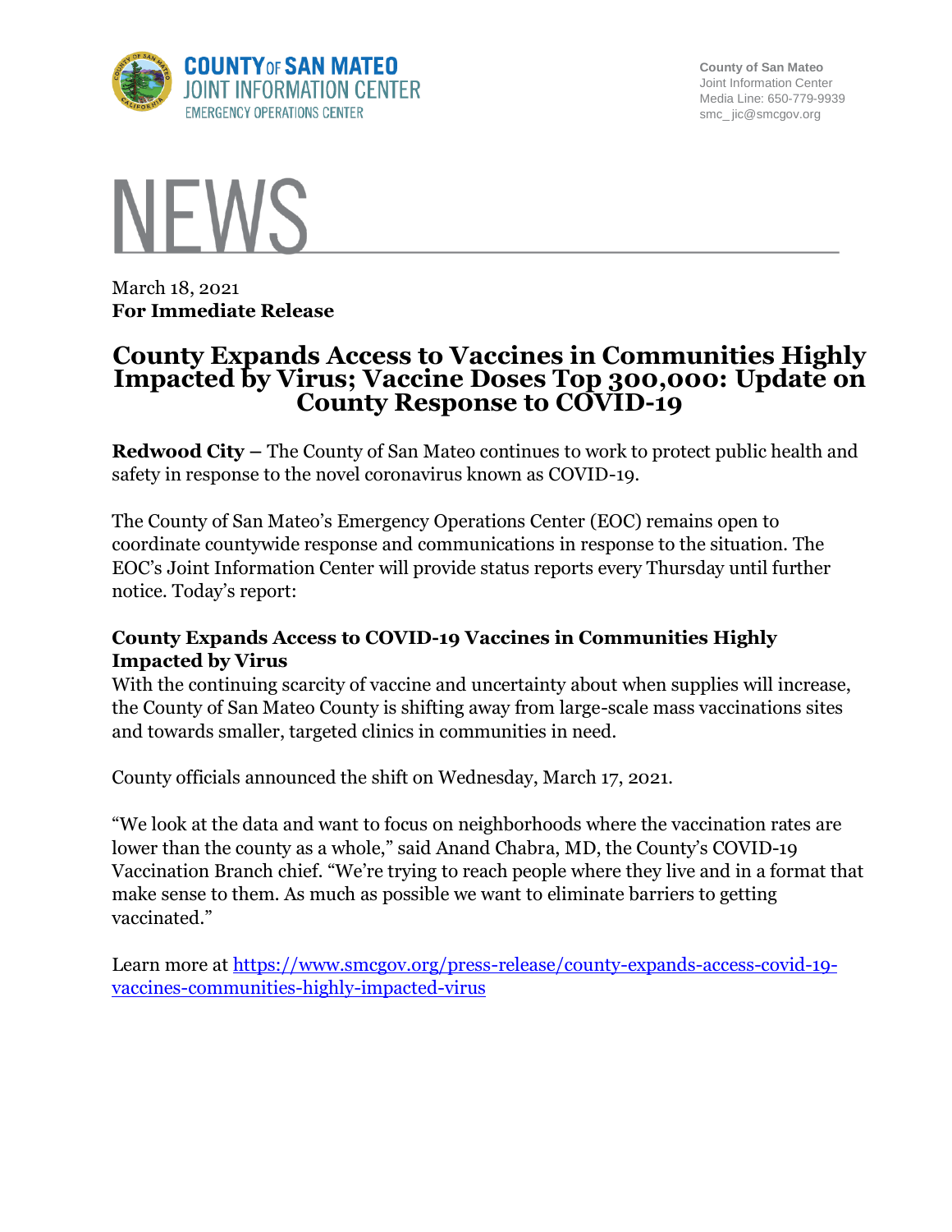County of San Mateo
Joint Information Center
Media Line: 650-779-9939
smc_ jic@smcgov.org

# NEWS

March 18, 2021
**For Immediate Release**

# County Expands Access to Vaccines in Communities Highly Impacted by Virus; Vaccine Doses Top 300,000: Update on County Response to COVID-19

**Redwood City –** The County of San Mateo continues to work to protect public health and safety in response to the novel coronavirus known as COVID-19.

The County of San Mateo's Emergency Operations Center (EOC) remains open to coordinate countywide response and communications in response to the situation. The EOC's Joint Information Center will provide status reports every Thursday until further notice. Today's report:

**County Expands Access to COVID-19 Vaccines in Communities Highly Impacted by Virus**

With the continuing scarcity of vaccine and uncertainty about when supplies will increase, the County of San Mateo County is shifting away from large-scale mass vaccinations sites and towards smaller, targeted clinics in communities in need.

County officials announced the shift on Wednesday, March 17, 2021.

"We look at the data and want to focus on neighborhoods where the vaccination rates are lower than the county as a whole," said Anand Chabra, MD, the County's COVID-19 Vaccination Branch chief. "We're trying to reach people where they live and in a format that make sense to them. As much as possible we want to eliminate barriers to getting vaccinated."

Learn more at https://www.smcgov.org/press-release/county-expands-access-covid-19-vaccines-communities-highly-impacted-virus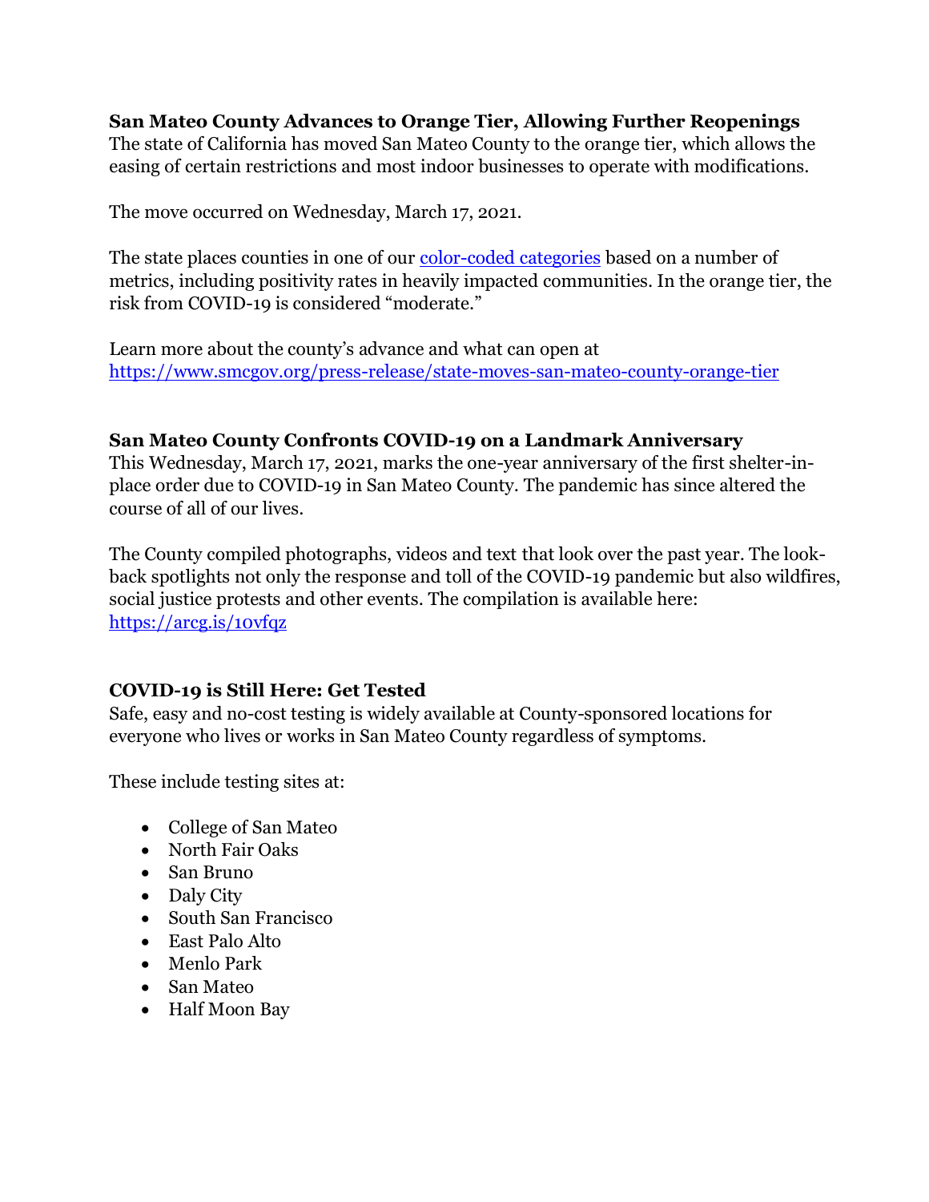**San Mateo County Advances to Orange Tier, Allowing Further Reopenings**

The state of California has moved San Mateo County to the orange tier, which allows the easing of certain restrictions and most indoor businesses to operate with modifications.

The move occurred on Wednesday, March 17, 2021.

The state places counties in one of our [color-coded categories](#) based on a number of metrics, including positivity rates in heavily impacted communities. In the orange tier, the risk from COVID-19 is considered "moderate."

Learn more about the county's advance and what can open at https://www.smcgov.org/press-release/state-moves-san-mateo-county-orange-tier

**San Mateo County Confronts COVID-19 on a Landmark Anniversary**

This Wednesday, March 17, 2021, marks the one-year anniversary of the first shelter-in-place order due to COVID-19 in San Mateo County. The pandemic has since altered the course of all of our lives.

The County compiled photographs, videos and text that look over the past year. The look-back spotlights not only the response and toll of the COVID-19 pandemic but also wildfires, social justice protests and other events. The compilation is available here: https://arcg.is/10vfqz

**COVID-19 is Still Here: Get Tested**

Safe, easy and no-cost testing is widely available at County-sponsored locations for everyone who lives or works in San Mateo County regardless of symptoms.

These include testing sites at:

- College of San Mateo
- North Fair Oaks
- San Bruno
- Daly City
- South San Francisco
- East Palo Alto
- Menlo Park
- San Mateo
- Half Moon Bay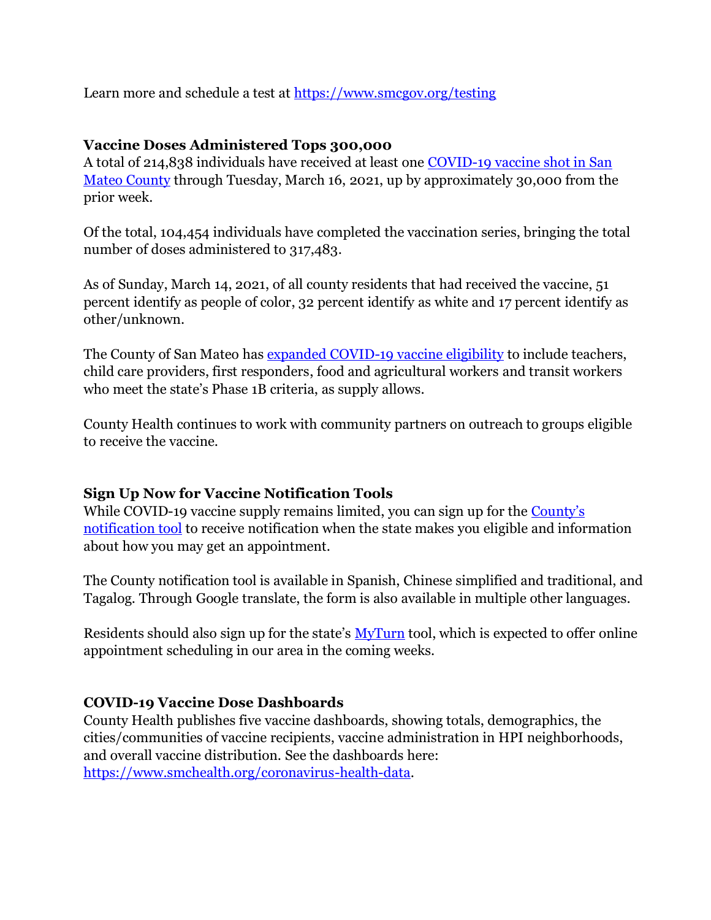Learn more and schedule a test at https://www.smcgov.org/testing

**Vaccine Doses Administered Tops 300,000**

A total of 214,838 individuals have received at least one COVID-19 vaccine shot in San Mateo County through Tuesday, March 16, 2021, up by approximately 30,000 from the prior week.

Of the total, 104,454 individuals have completed the vaccination series, bringing the total number of doses administered to 317,483.

As of Sunday, March 14, 2021, of all county residents that had received the vaccine, 51 percent identify as people of color, 32 percent identify as white and 17 percent identify as other/unknown.

The County of San Mateo has expanded COVID-19 vaccine eligibility to include teachers, child care providers, first responders, food and agricultural workers and transit workers who meet the state's Phase 1B criteria, as supply allows.

County Health continues to work with community partners on outreach to groups eligible to receive the vaccine.

**Sign Up Now for Vaccine Notification Tools**

While COVID-19 vaccine supply remains limited, you can sign up for the County's notification tool to receive notification when the state makes you eligible and information about how you may get an appointment.

The County notification tool is available in Spanish, Chinese simplified and traditional, and Tagalog. Through Google translate, the form is also available in multiple other languages.

Residents should also sign up for the state's MyTurn tool, which is expected to offer online appointment scheduling in our area in the coming weeks.

**COVID-19 Vaccine Dose Dashboards**

County Health publishes five vaccine dashboards, showing totals, demographics, the cities/communities of vaccine recipients, vaccine administration in HPI neighborhoods, and overall vaccine distribution. See the dashboards here: https://www.smchealth.org/coronavirus-health-data.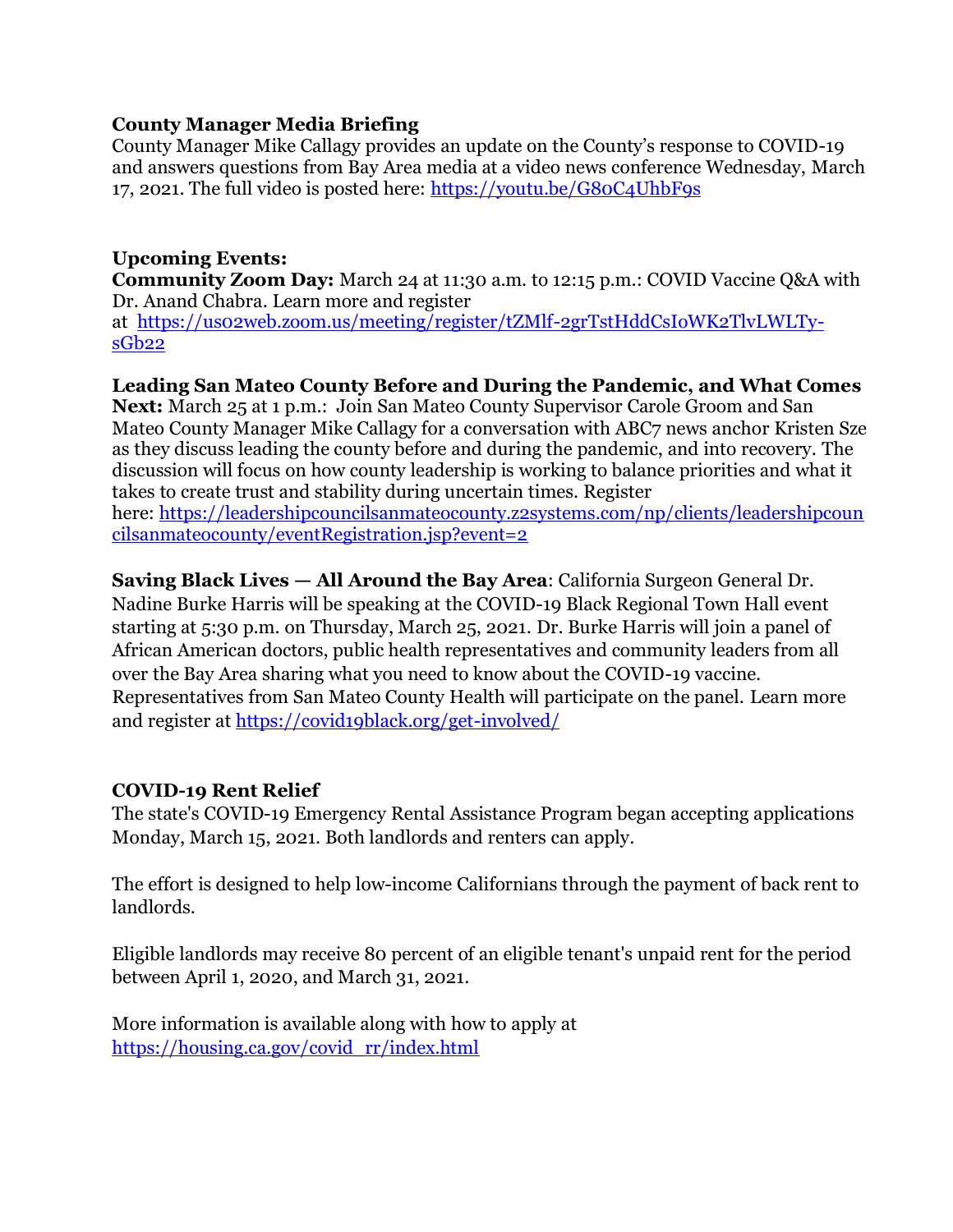**County Manager Media Briefing**
County Manager Mike Callagy provides an update on the County's response to COVID-19 and answers questions from Bay Area media at a video news conference Wednesday, March 17, 2021. The full video is posted here: https://youtu.be/G80C4UhbF9s

**Upcoming Events:**
**Community Zoom Day:** March 24 at 11:30 a.m. to 12:15 p.m.: COVID Vaccine Q&A with Dr. Anand Chabra. Learn more and register at https://us02web.zoom.us/meeting/register/tZMlf-2grTstHddCsIoWK2TlvLWLTy-sGb22

**Leading San Mateo County Before and During the Pandemic, and What Comes Next:** March 25 at 1 p.m.: Join San Mateo County Supervisor Carole Groom and San Mateo County Manager Mike Callagy for a conversation with ABC7 news anchor Kristen Sze as they discuss leading the county before and during the pandemic, and into recovery. The discussion will focus on how county leadership is working to balance priorities and what it takes to create trust and stability during uncertain times. Register here: https://leadershipcouncilsanmateocounty.z2systems.com/np/clients/leadershipcouncilsanmateocounty/eventRegistration.jsp?event=2

**Saving Black Lives — All Around the Bay Area**: California Surgeon General Dr. Nadine Burke Harris will be speaking at the COVID-19 Black Regional Town Hall event starting at 5:30 p.m. on Thursday, March 25, 2021. Dr. Burke Harris will join a panel of African American doctors, public health representatives and community leaders from all over the Bay Area sharing what you need to know about the COVID-19 vaccine. Representatives from San Mateo County Health will participate on the panel. Learn more and register at https://covid19black.org/get-involved/

**COVID-19 Rent Relief**
The state's COVID-19 Emergency Rental Assistance Program began accepting applications Monday, March 15, 2021. Both landlords and renters can apply.

The effort is designed to help low-income Californians through the payment of back rent to landlords.

Eligible landlords may receive 80 percent of an eligible tenant's unpaid rent for the period between April 1, 2020, and March 31, 2021.

More information is available along with how to apply at https://housing.ca.gov/covid_rr/index.html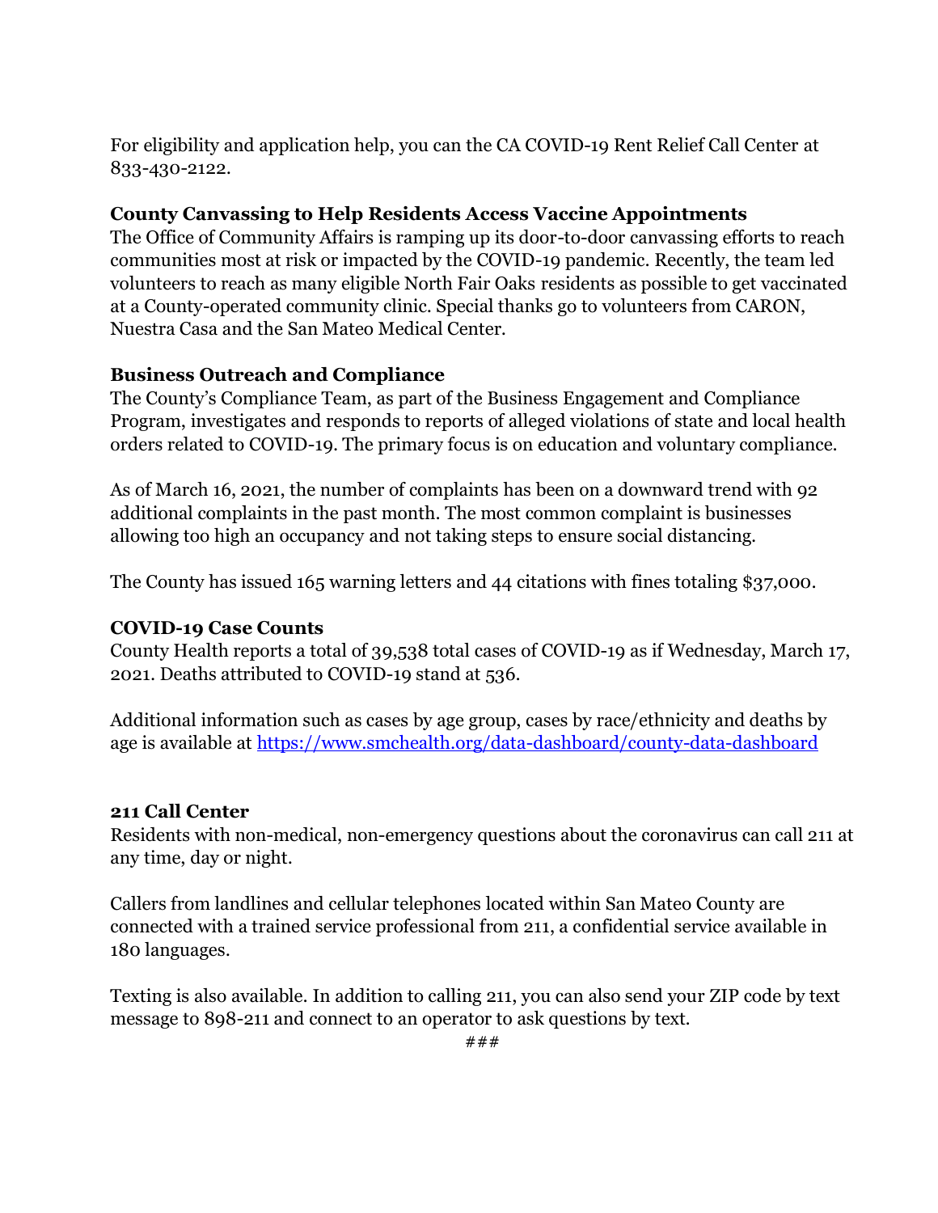For eligibility and application help, you can the CA COVID-19 Rent Relief Call Center at 833-430-2122.

**County Canvassing to Help Residents Access Vaccine Appointments**

The Office of Community Affairs is ramping up its door-to-door canvassing efforts to reach communities most at risk or impacted by the COVID-19 pandemic. Recently, the team led volunteers to reach as many eligible North Fair Oaks residents as possible to get vaccinated at a County-operated community clinic. Special thanks go to volunteers from CARON, Nuestra Casa and the San Mateo Medical Center.

**Business Outreach and Compliance**

The County's Compliance Team, as part of the Business Engagement and Compliance Program, investigates and responds to reports of alleged violations of state and local health orders related to COVID-19. The primary focus is on education and voluntary compliance.

As of March 16, 2021, the number of complaints has been on a downward trend with 92 additional complaints in the past month. The most common complaint is businesses allowing too high an occupancy and not taking steps to ensure social distancing.

The County has issued 165 warning letters and 44 citations with fines totaling $37,000.

**COVID-19 Case Counts**

County Health reports a total of 39,538 total cases of COVID-19 as if Wednesday, March 17, 2021. Deaths attributed to COVID-19 stand at 536.

Additional information such as cases by age group, cases by race/ethnicity and deaths by age is available at https://www.smchealth.org/data-dashboard/county-data-dashboard

**211 Call Center**

Residents with non-medical, non-emergency questions about the coronavirus can call 211 at any time, day or night.

Callers from landlines and cellular telephones located within San Mateo County are connected with a trained service professional from 211, a confidential service available in 180 languages.

Texting is also available. In addition to calling 211, you can also send your ZIP code by text message to 898-211 and connect to an operator to ask questions by text.

###